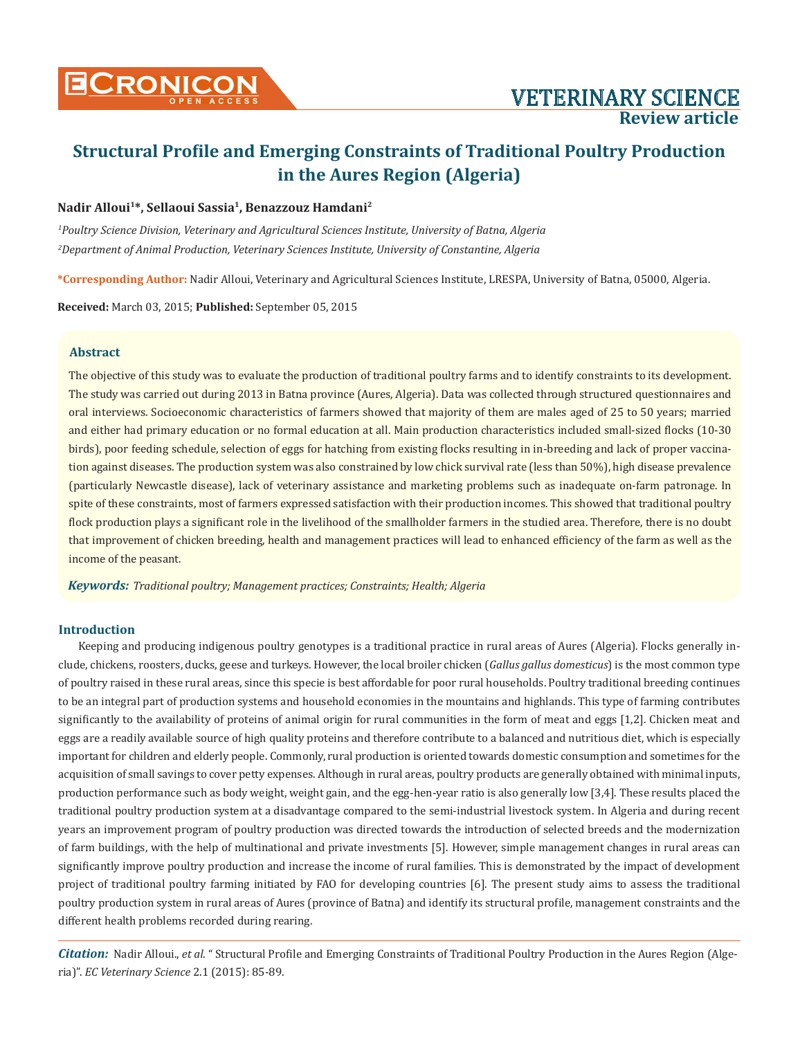VETERINARY SCIENCE
Review article

# Structural Profile and Emerging Constraints of Traditional Poultry Production in the Aures Region (Algeria)

**Nadir Alloui[1]*, Sellaoui Sassia[1], Benazzouz Hamdani[2]**

*[1]Poultry Science Division, Veterinary and Agricultural Sciences Institute, University of Batna, Algeria*

*[2]Department of Animal Production, Veterinary Sciences Institute, University of Constantine, Algeria*

**\*Corresponding Author:** Nadir Alloui, Veterinary and Agricultural Sciences Institute, LRESPA, University of Batna, 05000, Algeria.

**Received:** March 03, 2015; **Published:** September 05, 2015

## Abstract

The objective of this study was to evaluate the production of traditional poultry farms and to identify constraints to its development. The study was carried out during 2013 in Batna province (Aures, Algeria). Data was collected through structured questionnaires and oral interviews. Socioeconomic characteristics of farmers showed that majority of them are males aged of 25 to 50 years; married and either had primary education or no formal education at all. Main production characteristics included small-sized flocks (10-30 birds), poor feeding schedule, selection of eggs for hatching from existing flocks resulting in in-breeding and lack of proper vaccination against diseases. The production system was also constrained by low chick survival rate (less than 50%), high disease prevalence (particularly Newcastle disease), lack of veterinary assistance and marketing problems such as inadequate on-farm patronage. In spite of these constraints, most of farmers expressed satisfaction with their production incomes. This showed that traditional poultry flock production plays a significant role in the livelihood of the smallholder farmers in the studied area. Therefore, there is no doubt that improvement of chicken breeding, health and management practices will lead to enhanced efficiency of the farm as well as the income of the peasant.

***Keywords:*** *Traditional poultry; Management practices; Constraints; Health; Algeria*

## Introduction

Keeping and producing indigenous poultry genotypes is a traditional practice in rural areas of Aures (Algeria). Flocks generally include, chickens, roosters, ducks, geese and turkeys. However, the local broiler chicken (*Gallus gallus domesticus*) is the most common type of poultry raised in these rural areas, since this specie is best affordable for poor rural households. Poultry traditional breeding continues to be an integral part of production systems and household economies in the mountains and highlands. This type of farming contributes significantly to the availability of proteins of animal origin for rural communities in the form of meat and eggs [1,2]. Chicken meat and eggs are a readily available source of high quality proteins and therefore contribute to a balanced and nutritious diet, which is especially important for children and elderly people. Commonly, rural production is oriented towards domestic consumption and sometimes for the acquisition of small savings to cover petty expenses. Although in rural areas, poultry products are generally obtained with minimal inputs, production performance such as body weight, weight gain, and the egg-hen-year ratio is also generally low [3,4]. These results placed the traditional poultry production system at a disadvantage compared to the semi-industrial livestock system. In Algeria and during recent years an improvement program of poultry production was directed towards the introduction of selected breeds and the modernization of farm buildings, with the help of multinational and private investments [5]. However, simple management changes in rural areas can significantly improve poultry production and increase the income of rural families. This is demonstrated by the impact of development project of traditional poultry farming initiated by FAO for developing countries [6]. The present study aims to assess the traditional poultry production system in rural areas of Aures (province of Batna) and identify its structural profile, management constraints and the different health problems recorded during rearing.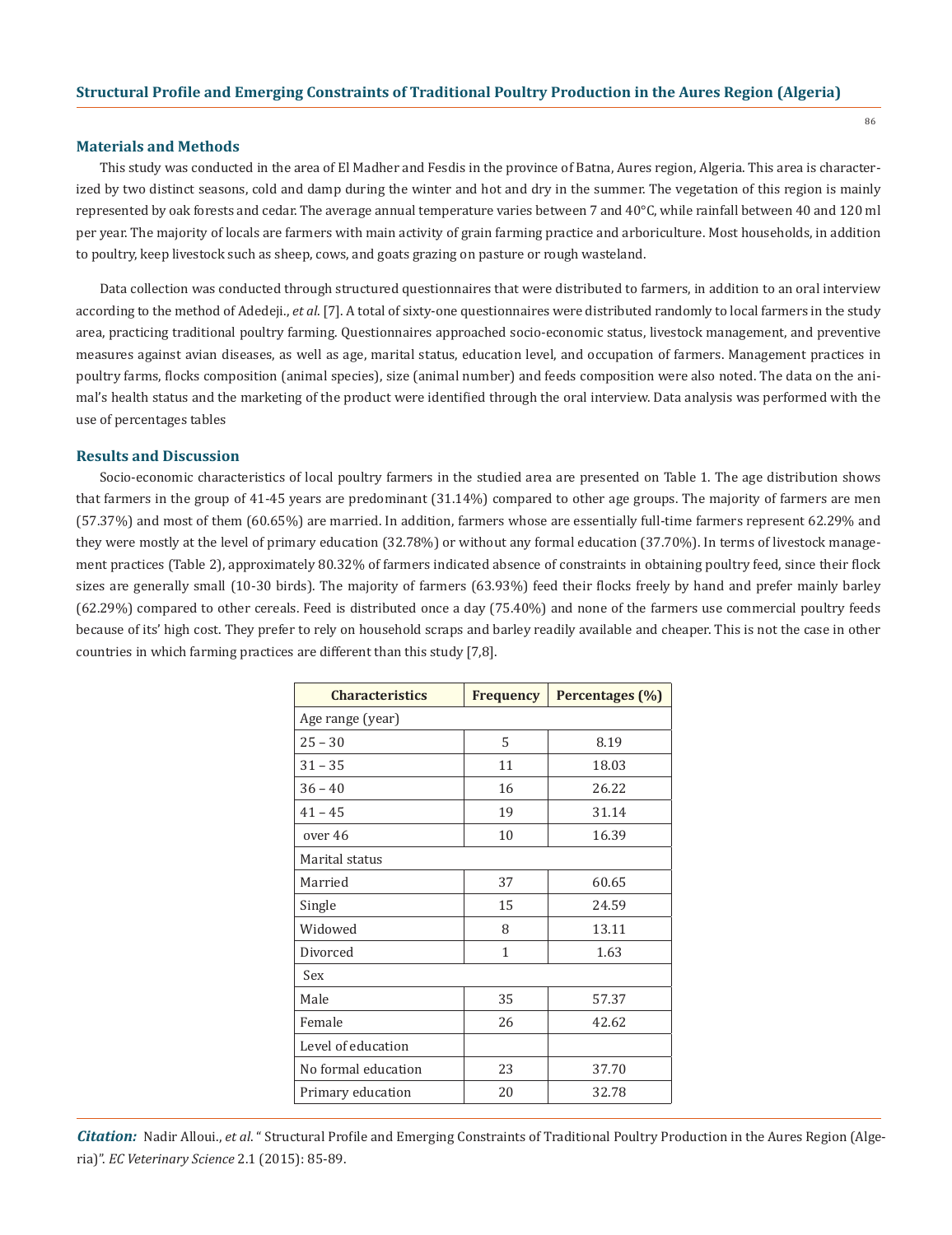## Materials and Methods

This study was conducted in the area of El Madher and Fesdis in the province of Batna, Aures region, Algeria. This area is characterized by two distinct seasons, cold and damp during the winter and hot and dry in the summer. The vegetation of this region is mainly represented by oak forests and cedar. The average annual temperature varies between 7 and 40°C, while rainfall between 40 and 120 ml per year. The majority of locals are farmers with main activity of grain farming practice and arboriculture. Most households, in addition to poultry, keep livestock such as sheep, cows, and goats grazing on pasture or rough wasteland.

Data collection was conducted through structured questionnaires that were distributed to farmers, in addition to an oral interview according to the method of Adedeji., *et al*. [7]. A total of sixty-one questionnaires were distributed randomly to local farmers in the study area, practicing traditional poultry farming. Questionnaires approached socio-economic status, livestock management, and preventive measures against avian diseases, as well as age, marital status, education level, and occupation of farmers. Management practices in poultry farms, flocks composition (animal species), size (animal number) and feeds composition were also noted. The data on the animal's health status and the marketing of the product were identified through the oral interview. Data analysis was performed with the use of percentages tables

## Results and Discussion

Socio-economic characteristics of local poultry farmers in the studied area are presented on Table 1. The age distribution shows that farmers in the group of 41-45 years are predominant (31.14%) compared to other age groups. The majority of farmers are men (57.37%) and most of them (60.65%) are married. In addition, farmers whose are essentially full-time farmers represent 62.29% and they were mostly at the level of primary education (32.78%) or without any formal education (37.70%). In terms of livestock management practices (Table 2), approximately 80.32% of farmers indicated absence of constraints in obtaining poultry feed, since their flock sizes are generally small (10-30 birds). The majority of farmers (63.93%) feed their flocks freely by hand and prefer mainly barley (62.29%) compared to other cereals. Feed is distributed once a day (75.40%) and none of the farmers use commercial poultry feeds because of its' high cost. They prefer to rely on household scraps and barley readily available and cheaper. This is not the case in other countries in which farming practices are different than this study [7,8].

| Characteristics | Frequency | Percentages (%) |
|---|---|---|
| Age range (year) | | |
| 25 – 30 | 5 | 8.19 |
| 31 – 35 | 11 | 18.03 |
| 36 – 40 | 16 | 26.22 |
| 41 – 45 | 19 | 31.14 |
| over 46 | 10 | 16.39 |
| Marital status | | |
| Married | 37 | 60.65 |
| Single | 15 | 24.59 |
| Widowed | 8 | 13.11 |
| Divorced | 1 | 1.63 |
| Sex | | |
| Male | 35 | 57.37 |
| Female | 26 | 42.62 |
| Level of education | | |
| No formal education | 23 | 37.70 |
| Primary education | 20 | 32.78 |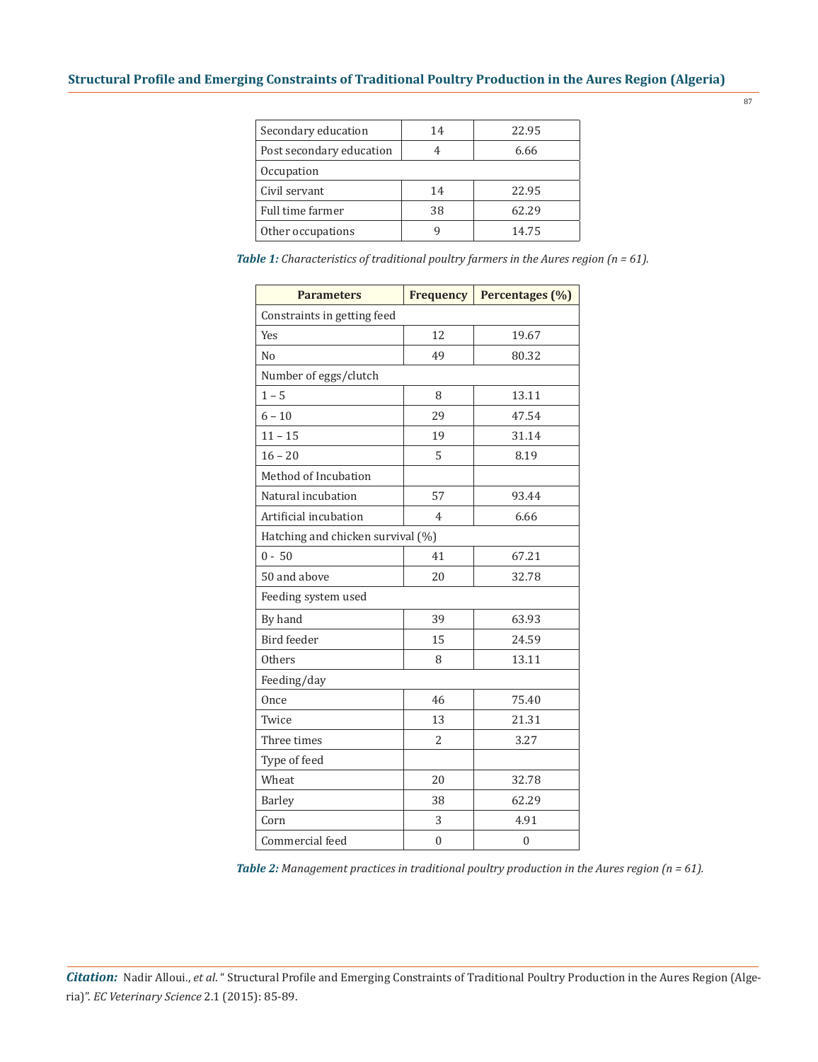| | | |
|---|---|---|
| Secondary education | 14 | 22.95 |
| Post secondary education | 4 | 6.66 |
| Occupation | | |
| Civil servant | 14 | 22.95 |
| Full time farmer | 38 | 62.29 |
| Other occupations | 9 | 14.75 |

***Table 1:*** *Characteristics of traditional poultry farmers in the Aures region (n = 61).*

| Parameters | Frequency | Percentages (%) |
|---|---|---|
| Constraints in getting feed | | |
| Yes | 12 | 19.67 |
| No | 49 | 80.32 |
| Number of eggs/clutch | | |
| 1 – 5 | 8 | 13.11 |
| 6 – 10 | 29 | 47.54 |
| 11 – 15 | 19 | 31.14 |
| 16 – 20 | 5 | 8.19 |
| Method of Incubation | | |
| Natural incubation | 57 | 93.44 |
| Artificial incubation | 4 | 6.66 |
| Hatching and chicken survival (%) | | |
| 0 - 50 | 41 | 67.21 |
| 50 and above | 20 | 32.78 |
| Feeding system used | | |
| By hand | 39 | 63.93 |
| Bird feeder | 15 | 24.59 |
| Others | 8 | 13.11 |
| Feeding/day | | |
| Once | 46 | 75.40 |
| Twice | 13 | 21.31 |
| Three times | 2 | 3.27 |
| Type of feed | | |
| Wheat | 20 | 32.78 |
| Barley | 38 | 62.29 |
| Corn | 3 | 4.91 |
| Commercial feed | 0 | 0 |

***Table 2:*** *Management practices in traditional poultry production in the Aures region (n = 61).*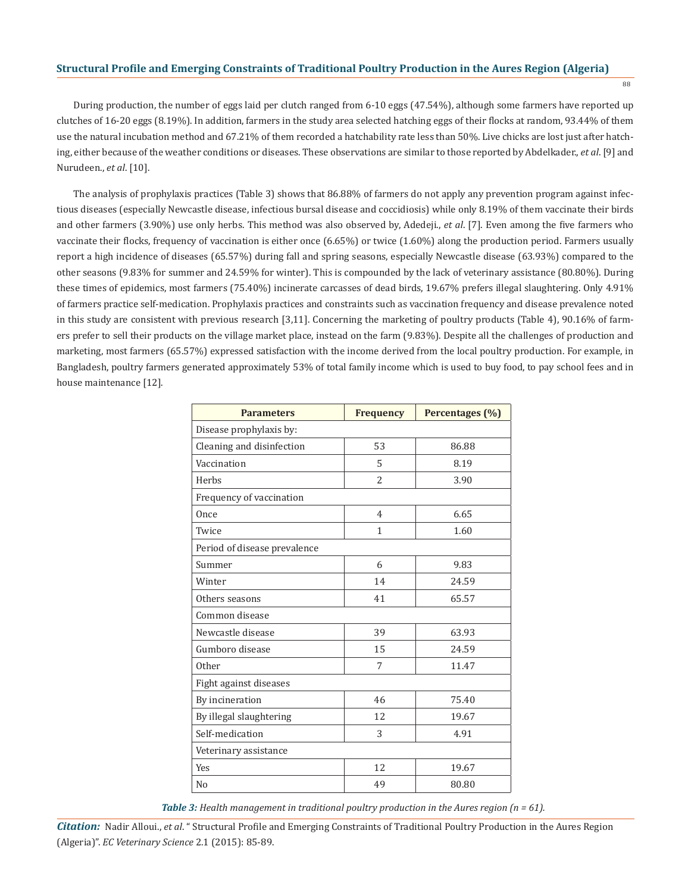During production, the number of eggs laid per clutch ranged from 6-10 eggs (47.54%), although some farmers have reported up clutches of 16-20 eggs (8.19%). In addition, farmers in the study area selected hatching eggs of their flocks at random, 93.44% of them use the natural incubation method and 67.21% of them recorded a hatchability rate less than 50%. Live chicks are lost just after hatching, either because of the weather conditions or diseases. These observations are similar to those reported by Abdelkader., *et al*. [9] and Nurudeen., *et al*. [10].

The analysis of prophylaxis practices (Table 3) shows that 86.88% of farmers do not apply any prevention program against infectious diseases (especially Newcastle disease, infectious bursal disease and coccidiosis) while only 8.19% of them vaccinate their birds and other farmers (3.90%) use only herbs. This method was also observed by, Adedeji., *et al*. [7]. Even among the five farmers who vaccinate their flocks, frequency of vaccination is either once (6.65%) or twice (1.60%) along the production period. Farmers usually report a high incidence of diseases (65.57%) during fall and spring seasons, especially Newcastle disease (63.93%) compared to the other seasons (9.83% for summer and 24.59% for winter). This is compounded by the lack of veterinary assistance (80.80%). During these times of epidemics, most farmers (75.40%) incinerate carcasses of dead birds, 19.67% prefers illegal slaughtering. Only 4.91% of farmers practice self-medication. Prophylaxis practices and constraints such as vaccination frequency and disease prevalence noted in this study are consistent with previous research [3,11]. Concerning the marketing of poultry products (Table 4), 90.16% of farmers prefer to sell their products on the village market place, instead on the farm (9.83%). Despite all the challenges of production and marketing, most farmers (65.57%) expressed satisfaction with the income derived from the local poultry production. For example, in Bangladesh, poultry farmers generated approximately 53% of total family income which is used to buy food, to pay school fees and in house maintenance [12].

| Parameters | Frequency | Percentages (%) |
|---|---|---|
| Disease prophylaxis by: | | |
| Cleaning and disinfection | 53 | 86.88 |
| Vaccination | 5 | 8.19 |
| Herbs | 2 | 3.90 |
| Frequency of vaccination | | |
| Once | 4 | 6.65 |
| Twice | 1 | 1.60 |
| Period of disease prevalence | | |
| Summer | 6 | 9.83 |
| Winter | 14 | 24.59 |
| Others seasons | 41 | 65.57 |
| Common disease | | |
| Newcastle disease | 39 | 63.93 |
| Gumboro disease | 15 | 24.59 |
| Other | 7 | 11.47 |
| Fight against diseases | | |
| By incineration | 46 | 75.40 |
| By illegal slaughtering | 12 | 19.67 |
| Self-medication | 3 | 4.91 |
| Veterinary assistance | | |
| Yes | 12 | 19.67 |
| No | 49 | 80.80 |

***Table 3:*** *Health management in traditional poultry production in the Aures region (n = 61).*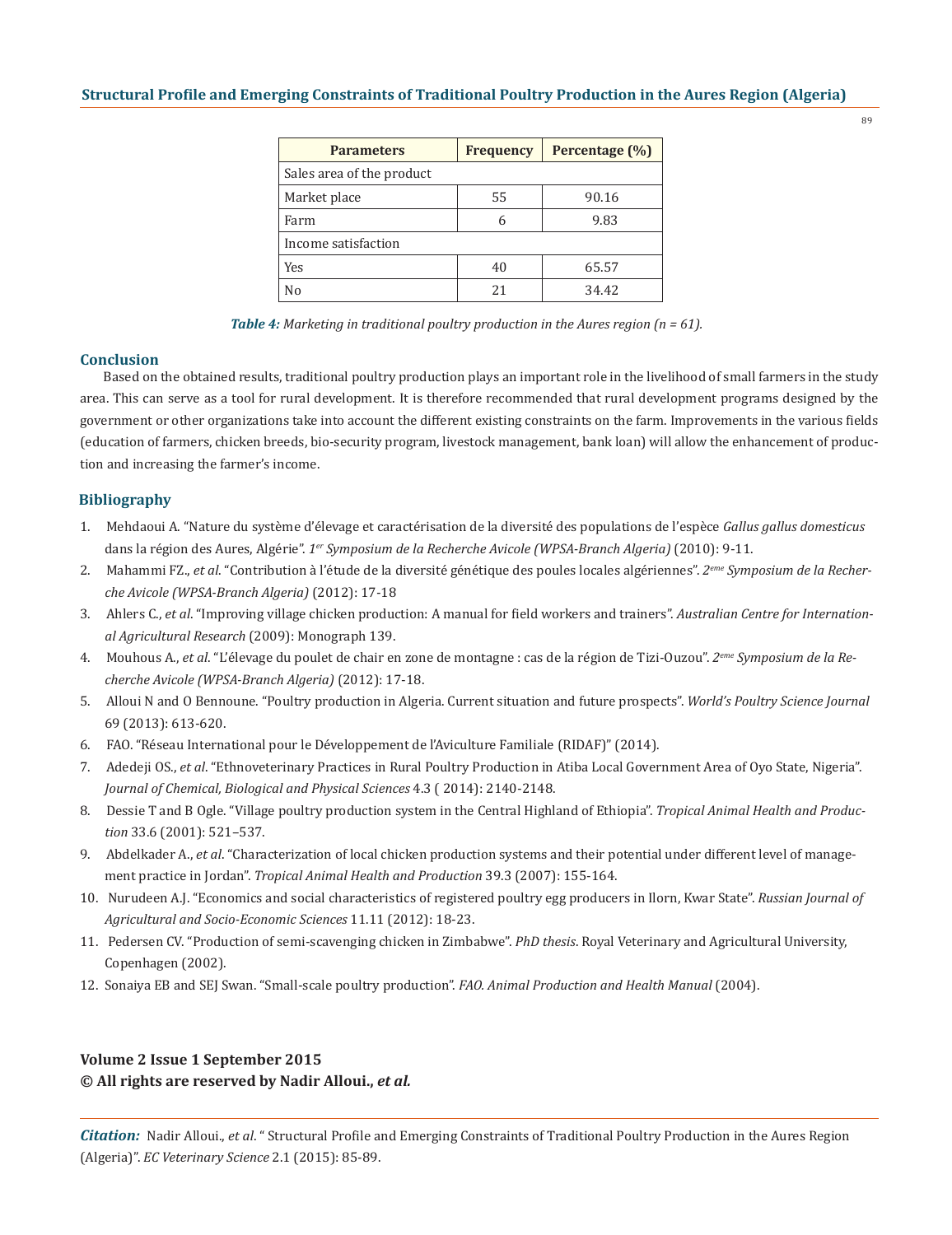| Parameters | Frequency | Percentage (%) |
|---|---|---|
| Sales area of the product | | |
| Market place | 55 | 90.16 |
| Farm | 6 | 9.83 |
| Income satisfaction | | |
| Yes | 40 | 65.57 |
| No | 21 | 34.42 |

***Table 4:*** *Marketing in traditional poultry production in the Aures region (n = 61).*

## Conclusion

Based on the obtained results, traditional poultry production plays an important role in the livelihood of small farmers in the study area. This can serve as a tool for rural development. It is therefore recommended that rural development programs designed by the government or other organizations take into account the different existing constraints on the farm. Improvements in the various fields (education of farmers, chicken breeds, bio-security program, livestock management, bank loan) will allow the enhancement of production and increasing the farmer's income.

## Bibliography

1. Mehdaoui A. "Nature du système d'élevage et caractérisation de la diversité des populations de l'espèce *Gallus gallus domesticus* dans la région des Aures, Algérie". *1er Symposium de la Recherche Avicole (WPSA-Branch Algeria)* (2010): 9-11.
2. Mahammi FZ., *et al*. "Contribution à l'étude de la diversité génétique des poules locales algériennes". *2eme Symposium de la Recherche Avicole (WPSA-Branch Algeria)* (2012): 17-18
3. Ahlers C., *et al*. "Improving village chicken production: A manual for field workers and trainers". *Australian Centre for International Agricultural Research* (2009): Monograph 139.
4. Mouhous A., *et al*. "L'élevage du poulet de chair en zone de montagne : cas de la région de Tizi-Ouzou". *2eme Symposium de la Recherche Avicole (WPSA-Branch Algeria)* (2012): 17-18.
5. Alloui N and O Bennoune. "Poultry production in Algeria. Current situation and future prospects". *World's Poultry Science Journal* 69 (2013): 613-620.
6. FAO. "Réseau International pour le Développement de l'Aviculture Familiale (RIDAF)" (2014).
7. Adedeji OS., *et al*. "Ethnoveterinary Practices in Rural Poultry Production in Atiba Local Government Area of Oyo State, Nigeria". *Journal of Chemical, Biological and Physical Sciences* 4.3 ( 2014): 2140-2148.
8. Dessie T and B Ogle. "Village poultry production system in the Central Highland of Ethiopia". *Tropical Animal Health and Production* 33.6 (2001): 521–537.
9. Abdelkader A., *et al*. "Characterization of local chicken production systems and their potential under different level of management practice in Jordan". *Tropical Animal Health and Production* 39.3 (2007): 155-164.
10. Nurudeen A.J. "Economics and social characteristics of registered poultry egg producers in Ilorn, Kwar State". *Russian Journal of Agricultural and Socio-Economic Sciences* 11.11 (2012): 18-23.
11. Pedersen CV. "Production of semi-scavenging chicken in Zimbabwe". *PhD thesis*. Royal Veterinary and Agricultural University, Copenhagen (2002).
12. Sonaiya EB and SEJ Swan. "Small-scale poultry production". *FAO. Animal Production and Health Manual* (2004).

**Volume 2 Issue 1 September 2015**
**© All rights are reserved by Nadir Alloui., *et al.***

***Citation:*** Nadir Alloui., *et al*. " Structural Profile and Emerging Constraints of Traditional Poultry Production in the Aures Region (Algeria)". *EC Veterinary Science* 2.1 (2015): 85-89.